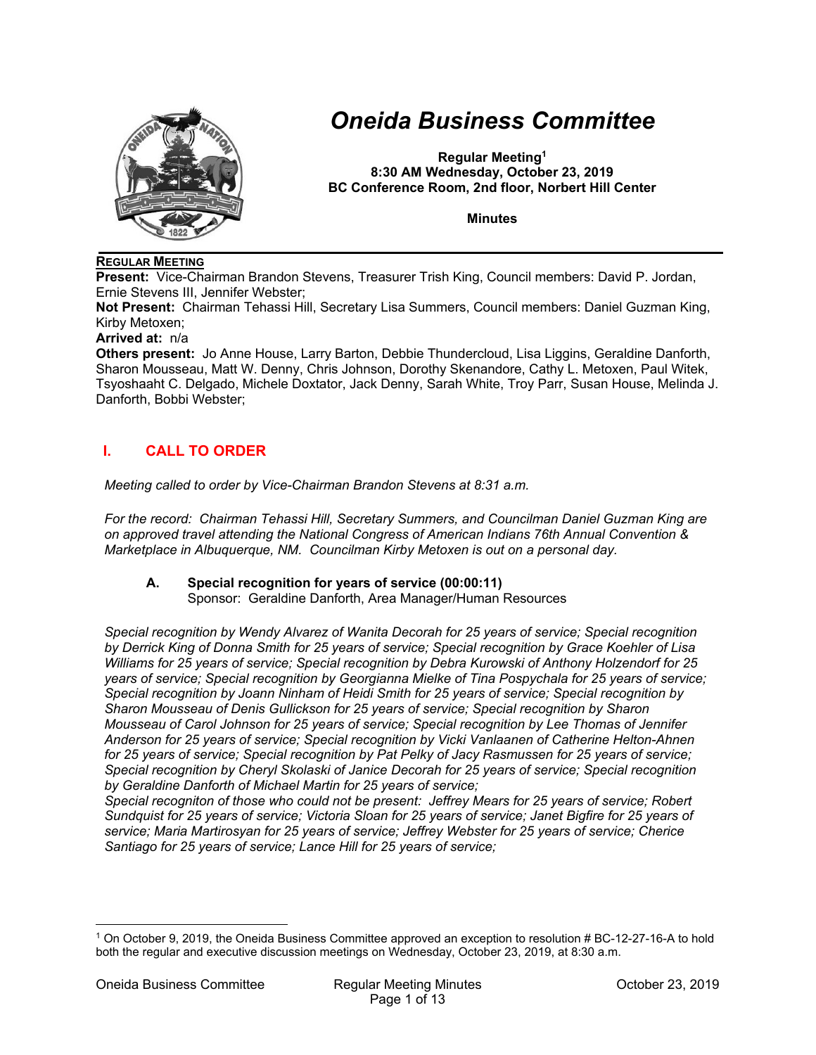# *Oneida Business Committee*

**Regular Meeting[1]**
**8:30 AM Wednesday, October 23, 2019**
**BC Conference Room, 2nd floor, Norbert Hill Center**

**Minutes**

## REGULAR MEETING

**Present:** Vice-Chairman Brandon Stevens, Treasurer Trish King, Council members: David P. Jordan, Ernie Stevens III, Jennifer Webster;

**Not Present:** Chairman Tehassi Hill, Secretary Lisa Summers, Council members: Daniel Guzman King, Kirby Metoxen;

**Arrived at:** n/a

**Others present:** Jo Anne House, Larry Barton, Debbie Thundercloud, Lisa Liggins, Geraldine Danforth, Sharon Mousseau, Matt W. Denny, Chris Johnson, Dorothy Skenandore, Cathy L. Metoxen, Paul Witek, Tsyoshaaht C. Delgado, Michele Doxtator, Jack Denny, Sarah White, Troy Parr, Susan House, Melinda J. Danforth, Bobbi Webster;

## I. CALL TO ORDER

*Meeting called to order by Vice-Chairman Brandon Stevens at 8:31 a.m.*

*For the record: Chairman Tehassi Hill, Secretary Summers, and Councilman Daniel Guzman King are on approved travel attending the National Congress of American Indians 76th Annual Convention & Marketplace in Albuquerque, NM. Councilman Kirby Metoxen is out on a personal day.*

### A. Special recognition for years of service (00:00:11)

Sponsor: Geraldine Danforth, Area Manager/Human Resources

*Special recognition by Wendy Alvarez of Wanita Decorah for 25 years of service; Special recognition by Derrick King of Donna Smith for 25 years of service; Special recognition by Grace Koehler of Lisa Williams for 25 years of service; Special recognition by Debra Kurowski of Anthony Holzendorf for 25 years of service; Special recognition by Georgianna Mielke of Tina Pospychala for 25 years of service; Special recognition by Joann Ninham of Heidi Smith for 25 years of service; Special recognition by Sharon Mousseau of Denis Gullickson for 25 years of service; Special recognition by Sharon Mousseau of Carol Johnson for 25 years of service; Special recognition by Lee Thomas of Jennifer Anderson for 25 years of service; Special recognition by Vicki Vanlaanen of Catherine Helton-Ahnen for 25 years of service; Special recognition by Pat Pelky of Jacy Rasmussen for 25 years of service; Special recognition by Cheryl Skolaski of Janice Decorah for 25 years of service; Special recognition by Geraldine Danforth of Michael Martin for 25 years of service;*

*Special recogniton of those who could not be present: Jeffrey Mears for 25 years of service; Robert Sundquist for 25 years of service; Victoria Sloan for 25 years of service; Janet Bigfire for 25 years of service; Maria Martirosyan for 25 years of service; Jeffrey Webster for 25 years of service; Cherice Santiago for 25 years of service; Lance Hill for 25 years of service;*

---

[1] On October 9, 2019, the Oneida Business Committee approved an exception to resolution # BC-12-27-16-A to hold both the regular and executive discussion meetings on Wednesday, October 23, 2019, at 8:30 a.m.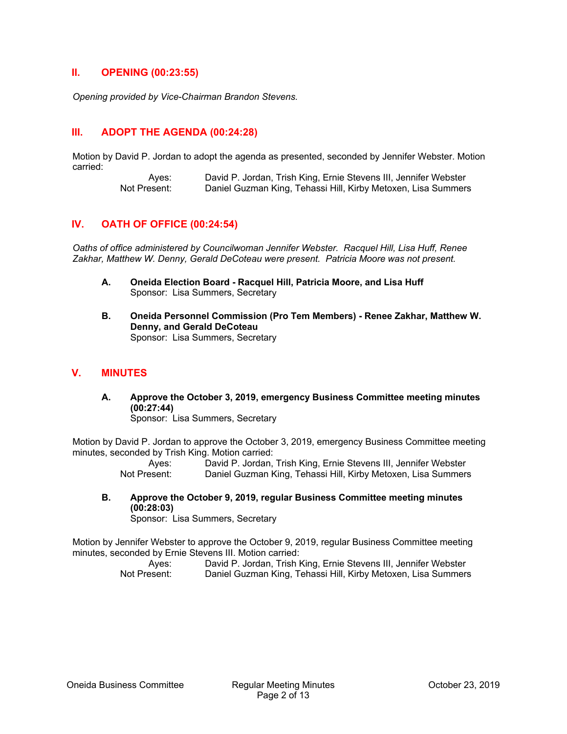## II. OPENING (00:23:55)

*Opening provided by Vice-Chairman Brandon Stevens.*

## III. ADOPT THE AGENDA (00:24:28)

Motion by David P. Jordan to adopt the agenda as presented, seconded by Jennifer Webster. Motion carried:

Ayes: David P. Jordan, Trish King, Ernie Stevens III, Jennifer Webster
Not Present: Daniel Guzman King, Tehassi Hill, Kirby Metoxen, Lisa Summers

## IV. OATH OF OFFICE (00:24:54)

*Oaths of office administered by Councilwoman Jennifer Webster. Racquel Hill, Lisa Huff, Renee Zakhar, Matthew W. Denny, Gerald DeCoteau were present. Patricia Moore was not present.*

**A. Oneida Election Board - Racquel Hill, Patricia Moore, and Lisa Huff**
Sponsor: Lisa Summers, Secretary

**B. Oneida Personnel Commission (Pro Tem Members) - Renee Zakhar, Matthew W. Denny, and Gerald DeCoteau**
Sponsor: Lisa Summers, Secretary

## V. MINUTES

**A. Approve the October 3, 2019, emergency Business Committee meeting minutes (00:27:44)**
Sponsor: Lisa Summers, Secretary

Motion by David P. Jordan to approve the October 3, 2019, emergency Business Committee meeting minutes, seconded by Trish King. Motion carried:

Ayes: David P. Jordan, Trish King, Ernie Stevens III, Jennifer Webster
Not Present: Daniel Guzman King, Tehassi Hill, Kirby Metoxen, Lisa Summers

**B. Approve the October 9, 2019, regular Business Committee meeting minutes (00:28:03)**
Sponsor: Lisa Summers, Secretary

Motion by Jennifer Webster to approve the October 9, 2019, regular Business Committee meeting minutes, seconded by Ernie Stevens III. Motion carried:

Ayes: David P. Jordan, Trish King, Ernie Stevens III, Jennifer Webster
Not Present: Daniel Guzman King, Tehassi Hill, Kirby Metoxen, Lisa Summers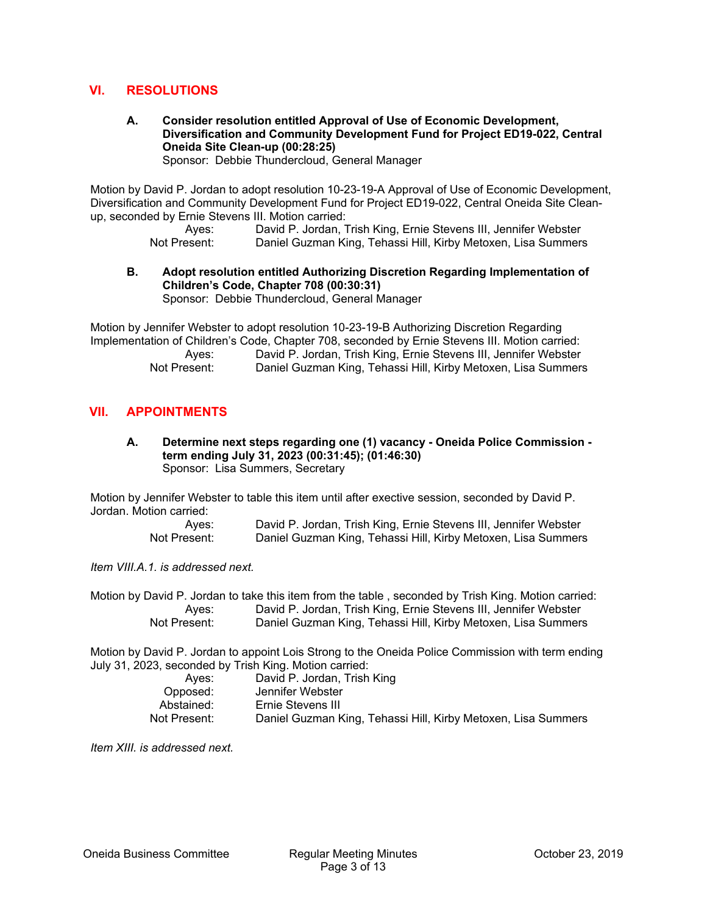## VI. RESOLUTIONS

**A. Consider resolution entitled Approval of Use of Economic Development, Diversification and Community Development Fund for Project ED19-022, Central Oneida Site Clean-up (00:28:25)**
Sponsor: Debbie Thundercloud, General Manager

Motion by David P. Jordan to adopt resolution 10-23-19-A Approval of Use of Economic Development, Diversification and Community Development Fund for Project ED19-022, Central Oneida Site Clean-up, seconded by Ernie Stevens III. Motion carried:

| | |
|---|---|
| Ayes: | David P. Jordan, Trish King, Ernie Stevens III, Jennifer Webster |
| Not Present: | Daniel Guzman King, Tehassi Hill, Kirby Metoxen, Lisa Summers |

**B. Adopt resolution entitled Authorizing Discretion Regarding Implementation of Children's Code, Chapter 708 (00:30:31)**
Sponsor: Debbie Thundercloud, General Manager

Motion by Jennifer Webster to adopt resolution 10-23-19-B Authorizing Discretion Regarding Implementation of Children's Code, Chapter 708, seconded by Ernie Stevens III. Motion carried:

| | |
|---|---|
| Ayes: | David P. Jordan, Trish King, Ernie Stevens III, Jennifer Webster |
| Not Present: | Daniel Guzman King, Tehassi Hill, Kirby Metoxen, Lisa Summers |

## VII. APPOINTMENTS

**A. Determine next steps regarding one (1) vacancy - Oneida Police Commission - term ending July 31, 2023 (00:31:45); (01:46:30)**
Sponsor: Lisa Summers, Secretary

Motion by Jennifer Webster to table this item until after exective session, seconded by David P. Jordan. Motion carried:

| | |
|---|---|
| Ayes: | David P. Jordan, Trish King, Ernie Stevens III, Jennifer Webster |
| Not Present: | Daniel Guzman King, Tehassi Hill, Kirby Metoxen, Lisa Summers |

*Item VIII.A.1. is addressed next.*

Motion by David P. Jordan to take this item from the table , seconded by Trish King. Motion carried:

| | |
|---|---|
| Ayes: | David P. Jordan, Trish King, Ernie Stevens III, Jennifer Webster |
| Not Present: | Daniel Guzman King, Tehassi Hill, Kirby Metoxen, Lisa Summers |

Motion by David P. Jordan to appoint Lois Strong to the Oneida Police Commission with term ending July 31, 2023, seconded by Trish King. Motion carried:

| | |
|---|---|
| Ayes: | David P. Jordan, Trish King |
| Opposed: | Jennifer Webster |
| Abstained: | Ernie Stevens III |
| Not Present: | Daniel Guzman King, Tehassi Hill, Kirby Metoxen, Lisa Summers |

*Item XIII. is addressed next.*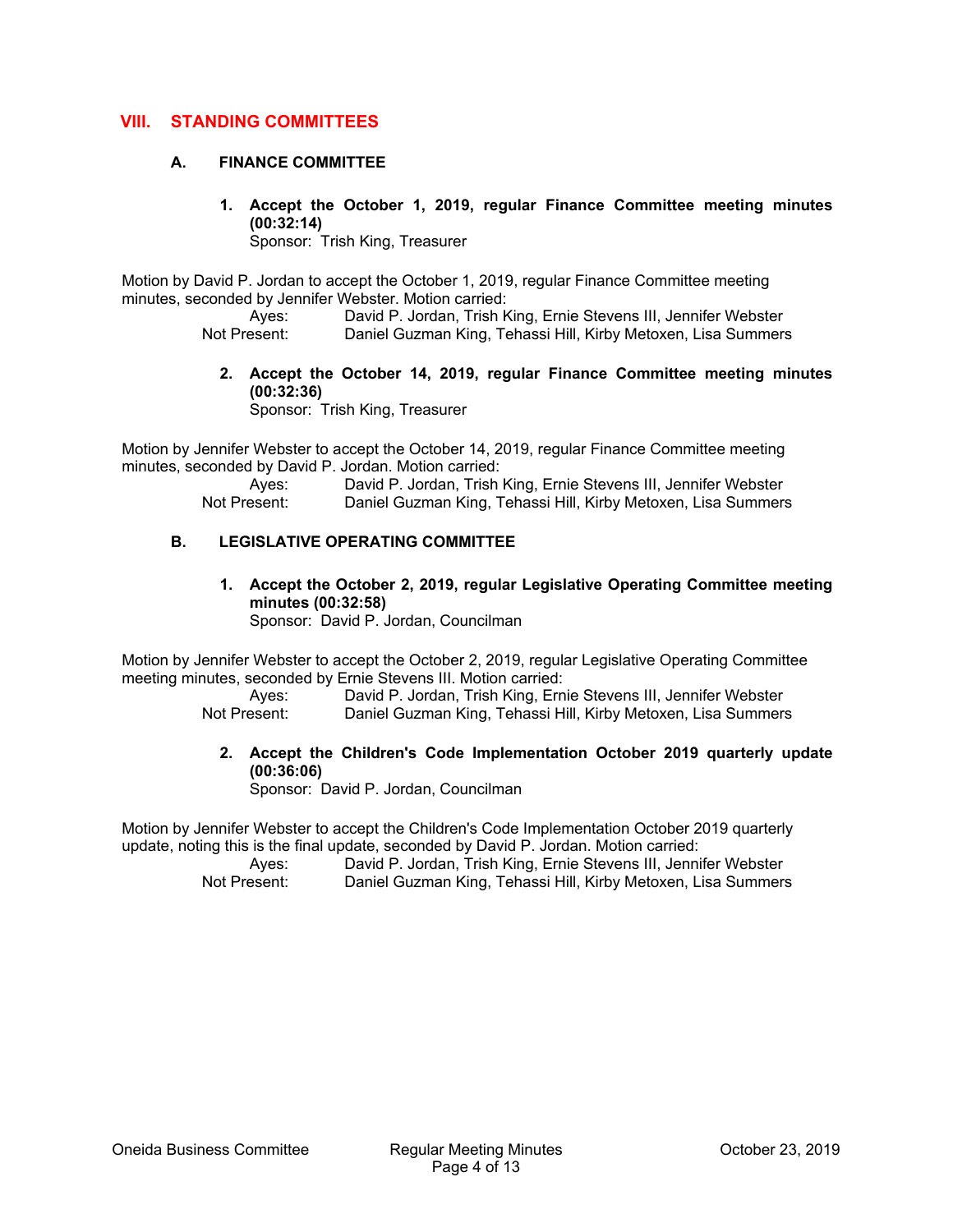## VIII. STANDING COMMITTEES

### A. FINANCE COMMITTEE

**1. Accept the October 1, 2019, regular Finance Committee meeting minutes (00:32:14)**
Sponsor: Trish King, Treasurer

Motion by David P. Jordan to accept the October 1, 2019, regular Finance Committee meeting minutes, seconded by Jennifer Webster. Motion carried:

Ayes: David P. Jordan, Trish King, Ernie Stevens III, Jennifer Webster
Not Present: Daniel Guzman King, Tehassi Hill, Kirby Metoxen, Lisa Summers

**2. Accept the October 14, 2019, regular Finance Committee meeting minutes (00:32:36)**
Sponsor: Trish King, Treasurer

Motion by Jennifer Webster to accept the October 14, 2019, regular Finance Committee meeting minutes, seconded by David P. Jordan. Motion carried:

Ayes: David P. Jordan, Trish King, Ernie Stevens III, Jennifer Webster
Not Present: Daniel Guzman King, Tehassi Hill, Kirby Metoxen, Lisa Summers

### B. LEGISLATIVE OPERATING COMMITTEE

**1. Accept the October 2, 2019, regular Legislative Operating Committee meeting minutes (00:32:58)**
Sponsor: David P. Jordan, Councilman

Motion by Jennifer Webster to accept the October 2, 2019, regular Legislative Operating Committee meeting minutes, seconded by Ernie Stevens III. Motion carried:

Ayes: David P. Jordan, Trish King, Ernie Stevens III, Jennifer Webster
Not Present: Daniel Guzman King, Tehassi Hill, Kirby Metoxen, Lisa Summers

**2. Accept the Children's Code Implementation October 2019 quarterly update (00:36:06)**
Sponsor: David P. Jordan, Councilman

Motion by Jennifer Webster to accept the Children's Code Implementation October 2019 quarterly update, noting this is the final update, seconded by David P. Jordan. Motion carried:

Ayes: David P. Jordan, Trish King, Ernie Stevens III, Jennifer Webster
Not Present: Daniel Guzman King, Tehassi Hill, Kirby Metoxen, Lisa Summers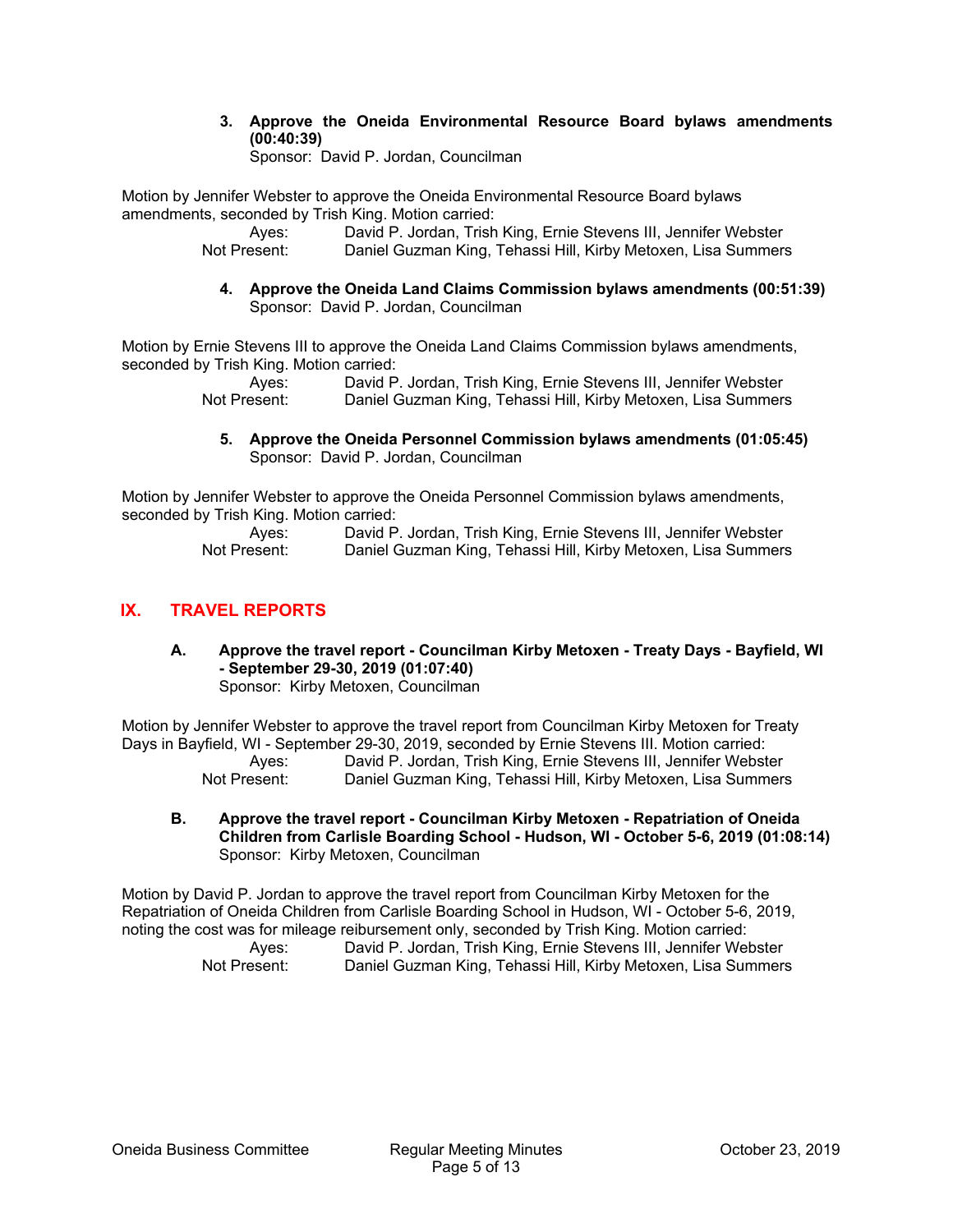**3. Approve the Oneida Environmental Resource Board bylaws amendments (00:40:39)**
Sponsor: David P. Jordan, Councilman

Motion by Jennifer Webster to approve the Oneida Environmental Resource Board bylaws amendments, seconded by Trish King. Motion carried:

Ayes: David P. Jordan, Trish King, Ernie Stevens III, Jennifer Webster
Not Present: Daniel Guzman King, Tehassi Hill, Kirby Metoxen, Lisa Summers

**4. Approve the Oneida Land Claims Commission bylaws amendments (00:51:39)**
Sponsor: David P. Jordan, Councilman

Motion by Ernie Stevens III to approve the Oneida Land Claims Commission bylaws amendments, seconded by Trish King. Motion carried:

Ayes: David P. Jordan, Trish King, Ernie Stevens III, Jennifer Webster
Not Present: Daniel Guzman King, Tehassi Hill, Kirby Metoxen, Lisa Summers

**5. Approve the Oneida Personnel Commission bylaws amendments (01:05:45)**
Sponsor: David P. Jordan, Councilman

Motion by Jennifer Webster to approve the Oneida Personnel Commission bylaws amendments, seconded by Trish King. Motion carried:

Ayes: David P. Jordan, Trish King, Ernie Stevens III, Jennifer Webster
Not Present: Daniel Guzman King, Tehassi Hill, Kirby Metoxen, Lisa Summers

## IX. TRAVEL REPORTS

**A. Approve the travel report - Councilman Kirby Metoxen - Treaty Days - Bayfield, WI - September 29-30, 2019 (01:07:40)**
Sponsor: Kirby Metoxen, Councilman

Motion by Jennifer Webster to approve the travel report from Councilman Kirby Metoxen for Treaty Days in Bayfield, WI - September 29-30, 2019, seconded by Ernie Stevens III. Motion carried:

Ayes: David P. Jordan, Trish King, Ernie Stevens III, Jennifer Webster
Not Present: Daniel Guzman King, Tehassi Hill, Kirby Metoxen, Lisa Summers

**B. Approve the travel report - Councilman Kirby Metoxen - Repatriation of Oneida Children from Carlisle Boarding School - Hudson, WI - October 5-6, 2019 (01:08:14)**
Sponsor: Kirby Metoxen, Councilman

Motion by David P. Jordan to approve the travel report from Councilman Kirby Metoxen for the Repatriation of Oneida Children from Carlisle Boarding School in Hudson, WI - October 5-6, 2019, noting the cost was for mileage reimbursement only, seconded by Trish King. Motion carried:

Ayes: David P. Jordan, Trish King, Ernie Stevens III, Jennifer Webster
Not Present: Daniel Guzman King, Tehassi Hill, Kirby Metoxen, Lisa Summers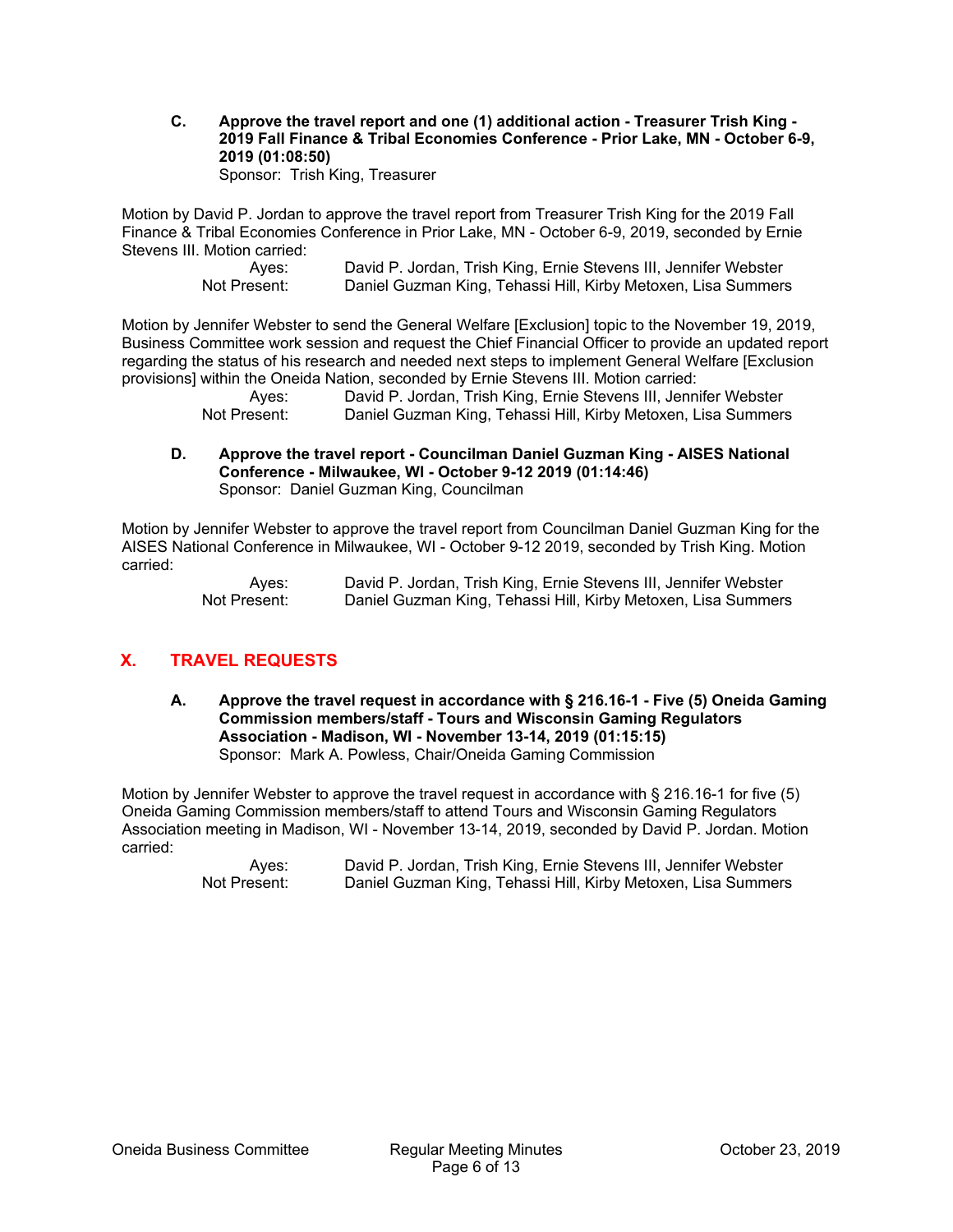**C. Approve the travel report and one (1) additional action - Treasurer Trish King - 2019 Fall Finance & Tribal Economies Conference - Prior Lake, MN - October 6-9, 2019 (01:08:50)**
Sponsor: Trish King, Treasurer

Motion by David P. Jordan to approve the travel report from Treasurer Trish King for the 2019 Fall Finance & Tribal Economies Conference in Prior Lake, MN - October 6-9, 2019, seconded by Ernie Stevens III. Motion carried:

| | |
|---|---|
| Ayes: | David P. Jordan, Trish King, Ernie Stevens III, Jennifer Webster |
| Not Present: | Daniel Guzman King, Tehassi Hill, Kirby Metoxen, Lisa Summers |

Motion by Jennifer Webster to send the General Welfare [Exclusion] topic to the November 19, 2019, Business Committee work session and request the Chief Financial Officer to provide an updated report regarding the status of his research and needed next steps to implement General Welfare [Exclusion provisions] within the Oneida Nation, seconded by Ernie Stevens III. Motion carried:

| | |
|---|---|
| Ayes: | David P. Jordan, Trish King, Ernie Stevens III, Jennifer Webster |
| Not Present: | Daniel Guzman King, Tehassi Hill, Kirby Metoxen, Lisa Summers |

**D. Approve the travel report - Councilman Daniel Guzman King - AISES National Conference - Milwaukee, WI - October 9-12 2019 (01:14:46)**
Sponsor: Daniel Guzman King, Councilman

Motion by Jennifer Webster to approve the travel report from Councilman Daniel Guzman King for the AISES National Conference in Milwaukee, WI - October 9-12 2019, seconded by Trish King. Motion carried:

| | |
|---|---|
| Ayes: | David P. Jordan, Trish King, Ernie Stevens III, Jennifer Webster |
| Not Present: | Daniel Guzman King, Tehassi Hill, Kirby Metoxen, Lisa Summers |

## X. TRAVEL REQUESTS

**A. Approve the travel request in accordance with § 216.16-1 - Five (5) Oneida Gaming Commission members/staff - Tours and Wisconsin Gaming Regulators Association - Madison, WI - November 13-14, 2019 (01:15:15)**
Sponsor: Mark A. Powless, Chair/Oneida Gaming Commission

Motion by Jennifer Webster to approve the travel request in accordance with § 216.16-1 for five (5) Oneida Gaming Commission members/staff to attend Tours and Wisconsin Gaming Regulators Association meeting in Madison, WI - November 13-14, 2019, seconded by David P. Jordan. Motion carried:

| | |
|---|---|
| Ayes: | David P. Jordan, Trish King, Ernie Stevens III, Jennifer Webster |
| Not Present: | Daniel Guzman King, Tehassi Hill, Kirby Metoxen, Lisa Summers |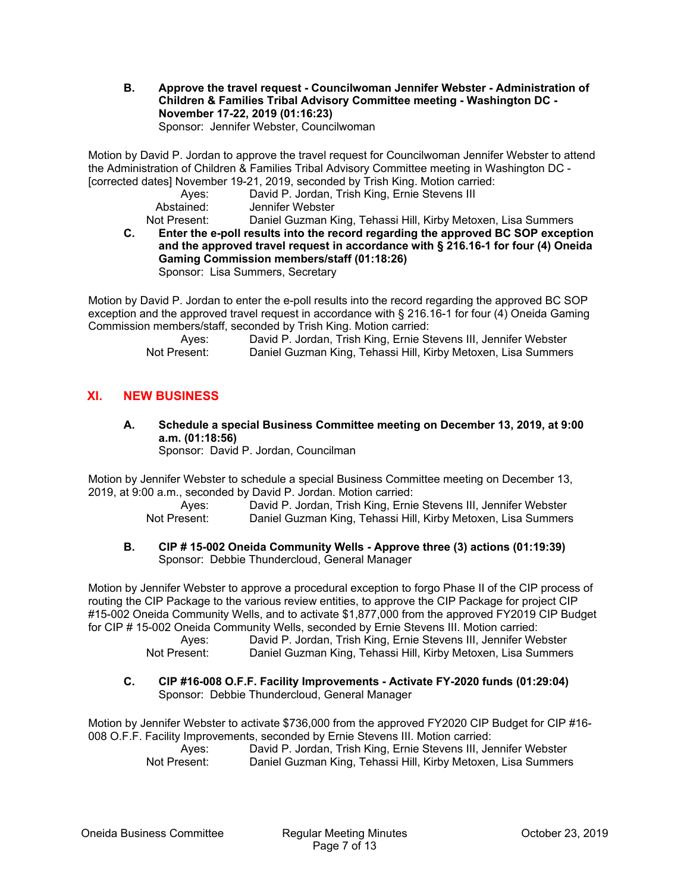**B. Approve the travel request - Councilwoman Jennifer Webster - Administration of Children & Families Tribal Advisory Committee meeting - Washington DC - November 17-22, 2019 (01:16:23)**
Sponsor: Jennifer Webster, Councilwoman

Motion by David P. Jordan to approve the travel request for Councilwoman Jennifer Webster to attend the Administration of Children & Families Tribal Advisory Committee meeting in Washington DC - [corrected dates] November 19-21, 2019, seconded by Trish King. Motion carried:

Ayes: David P. Jordan, Trish King, Ernie Stevens III
Abstained: Jennifer Webster
Not Present: Daniel Guzman King, Tehassi Hill, Kirby Metoxen, Lisa Summers

**C. Enter the e-poll results into the record regarding the approved BC SOP exception and the approved travel request in accordance with § 216.16-1 for four (4) Oneida Gaming Commission members/staff (01:18:26)**
Sponsor: Lisa Summers, Secretary

Motion by David P. Jordan to enter the e-poll results into the record regarding the approved BC SOP exception and the approved travel request in accordance with § 216.16-1 for four (4) Oneida Gaming Commission members/staff, seconded by Trish King. Motion carried:

Ayes: David P. Jordan, Trish King, Ernie Stevens III, Jennifer Webster
Not Present: Daniel Guzman King, Tehassi Hill, Kirby Metoxen, Lisa Summers

## XI. NEW BUSINESS

**A. Schedule a special Business Committee meeting on December 13, 2019, at 9:00 a.m. (01:18:56)**
Sponsor: David P. Jordan, Councilman

Motion by Jennifer Webster to schedule a special Business Committee meeting on December 13, 2019, at 9:00 a.m., seconded by David P. Jordan. Motion carried:

Ayes: David P. Jordan, Trish King, Ernie Stevens III, Jennifer Webster
Not Present: Daniel Guzman King, Tehassi Hill, Kirby Metoxen, Lisa Summers

**B. CIP # 15-002 Oneida Community Wells - Approve three (3) actions (01:19:39)**
Sponsor: Debbie Thundercloud, General Manager

Motion by Jennifer Webster to approve a procedural exception to forgo Phase II of the CIP process of routing the CIP Package to the various review entities, to approve the CIP Package for project CIP #15-002 Oneida Community Wells, and to activate $1,877,000 from the approved FY2019 CIP Budget for CIP # 15-002 Oneida Community Wells, seconded by Ernie Stevens III. Motion carried:

Ayes: David P. Jordan, Trish King, Ernie Stevens III, Jennifer Webster
Not Present: Daniel Guzman King, Tehassi Hill, Kirby Metoxen, Lisa Summers

**C. CIP #16-008 O.F.F. Facility Improvements - Activate FY-2020 funds (01:29:04)**
Sponsor: Debbie Thundercloud, General Manager

Motion by Jennifer Webster to activate $736,000 from the approved FY2020 CIP Budget for CIP #16-008 O.F.F. Facility Improvements, seconded by Ernie Stevens III. Motion carried:

Ayes: David P. Jordan, Trish King, Ernie Stevens III, Jennifer Webster
Not Present: Daniel Guzman King, Tehassi Hill, Kirby Metoxen, Lisa Summers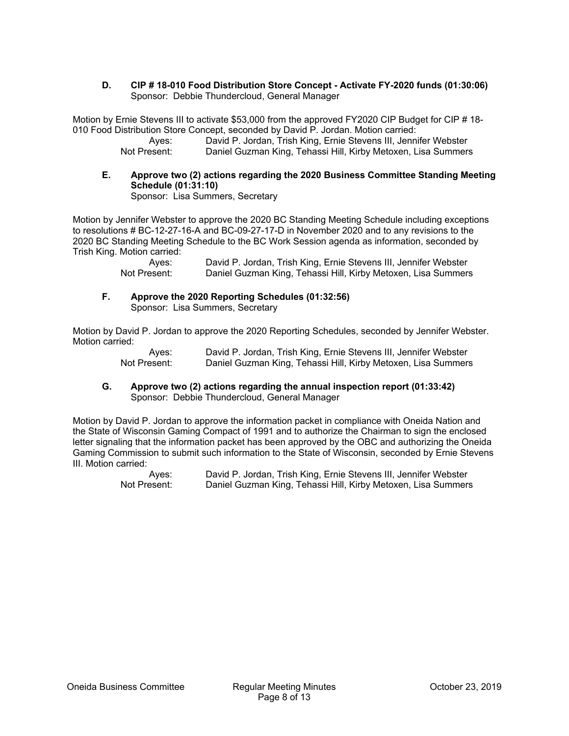**D. CIP # 18-010 Food Distribution Store Concept - Activate FY-2020 funds (01:30:06)**
Sponsor: Debbie Thundercloud, General Manager

Motion by Ernie Stevens III to activate $53,000 from the approved FY2020 CIP Budget for CIP # 18-010 Food Distribution Store Concept, seconded by David P. Jordan. Motion carried:

Ayes: David P. Jordan, Trish King, Ernie Stevens III, Jennifer Webster
Not Present: Daniel Guzman King, Tehassi Hill, Kirby Metoxen, Lisa Summers

**E. Approve two (2) actions regarding the 2020 Business Committee Standing Meeting Schedule (01:31:10)**
Sponsor: Lisa Summers, Secretary

Motion by Jennifer Webster to approve the 2020 BC Standing Meeting Schedule including exceptions to resolutions # BC-12-27-16-A and BC-09-27-17-D in November 2020 and to any revisions to the 2020 BC Standing Meeting Schedule to the BC Work Session agenda as information, seconded by Trish King. Motion carried:

Ayes: David P. Jordan, Trish King, Ernie Stevens III, Jennifer Webster
Not Present: Daniel Guzman King, Tehassi Hill, Kirby Metoxen, Lisa Summers

**F. Approve the 2020 Reporting Schedules (01:32:56)**
Sponsor: Lisa Summers, Secretary

Motion by David P. Jordan to approve the 2020 Reporting Schedules, seconded by Jennifer Webster. Motion carried:

Ayes: David P. Jordan, Trish King, Ernie Stevens III, Jennifer Webster
Not Present: Daniel Guzman King, Tehassi Hill, Kirby Metoxen, Lisa Summers

**G. Approve two (2) actions regarding the annual inspection report (01:33:42)**
Sponsor: Debbie Thundercloud, General Manager

Motion by David P. Jordan to approve the information packet in compliance with Oneida Nation and the State of Wisconsin Gaming Compact of 1991 and to authorize the Chairman to sign the enclosed letter signaling that the information packet has been approved by the OBC and authorizing the Oneida Gaming Commission to submit such information to the State of Wisconsin, seconded by Ernie Stevens III. Motion carried:

Ayes: David P. Jordan, Trish King, Ernie Stevens III, Jennifer Webster
Not Present: Daniel Guzman King, Tehassi Hill, Kirby Metoxen, Lisa Summers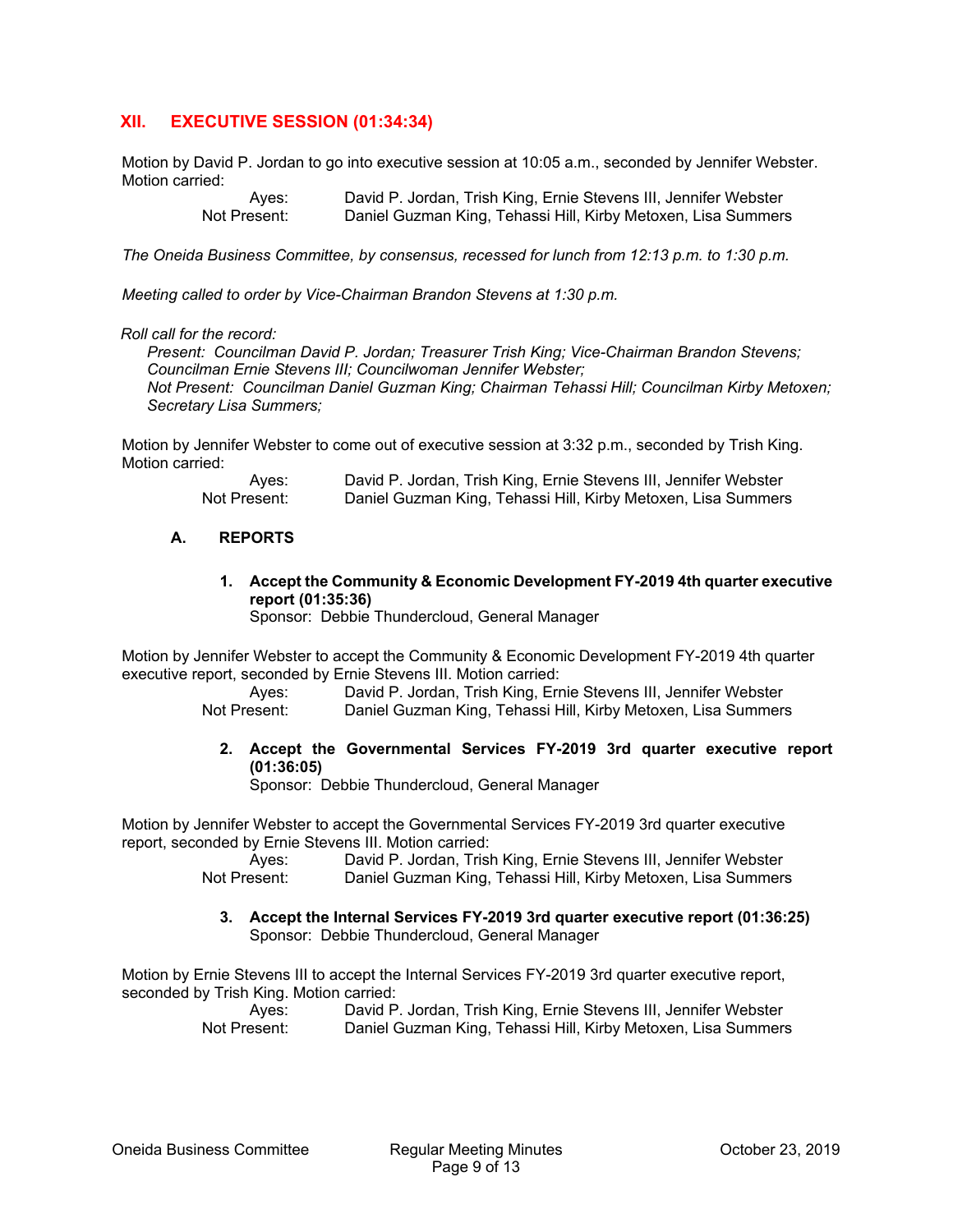## XII. EXECUTIVE SESSION (01:34:34)

Motion by David P. Jordan to go into executive session at 10:05 a.m., seconded by Jennifer Webster. Motion carried:

Ayes: David P. Jordan, Trish King, Ernie Stevens III, Jennifer Webster
Not Present: Daniel Guzman King, Tehassi Hill, Kirby Metoxen, Lisa Summers

*The Oneida Business Committee, by consensus, recessed for lunch from 12:13 p.m. to 1:30 p.m.*

*Meeting called to order by Vice-Chairman Brandon Stevens at 1:30 p.m.*

*Roll call for the record:*
*Present: Councilman David P. Jordan; Treasurer Trish King; Vice-Chairman Brandon Stevens; Councilman Ernie Stevens III; Councilwoman Jennifer Webster;*
*Not Present: Councilman Daniel Guzman King; Chairman Tehassi Hill; Councilman Kirby Metoxen; Secretary Lisa Summers;*

Motion by Jennifer Webster to come out of executive session at 3:32 p.m., seconded by Trish King. Motion carried:

Ayes: David P. Jordan, Trish King, Ernie Stevens III, Jennifer Webster
Not Present: Daniel Guzman King, Tehassi Hill, Kirby Metoxen, Lisa Summers

### A. REPORTS

**1. Accept the Community & Economic Development FY-2019 4th quarter executive report (01:35:36)**
Sponsor: Debbie Thundercloud, General Manager

Motion by Jennifer Webster to accept the Community & Economic Development FY-2019 4th quarter executive report, seconded by Ernie Stevens III. Motion carried:

Ayes: David P. Jordan, Trish King, Ernie Stevens III, Jennifer Webster
Not Present: Daniel Guzman King, Tehassi Hill, Kirby Metoxen, Lisa Summers

**2. Accept the Governmental Services FY-2019 3rd quarter executive report (01:36:05)**
Sponsor: Debbie Thundercloud, General Manager

Motion by Jennifer Webster to accept the Governmental Services FY-2019 3rd quarter executive report, seconded by Ernie Stevens III. Motion carried:

Ayes: David P. Jordan, Trish King, Ernie Stevens III, Jennifer Webster
Not Present: Daniel Guzman King, Tehassi Hill, Kirby Metoxen, Lisa Summers

**3. Accept the Internal Services FY-2019 3rd quarter executive report (01:36:25)**
Sponsor: Debbie Thundercloud, General Manager

Motion by Ernie Stevens III to accept the Internal Services FY-2019 3rd quarter executive report, seconded by Trish King. Motion carried:

Ayes: David P. Jordan, Trish King, Ernie Stevens III, Jennifer Webster
Not Present: Daniel Guzman King, Tehassi Hill, Kirby Metoxen, Lisa Summers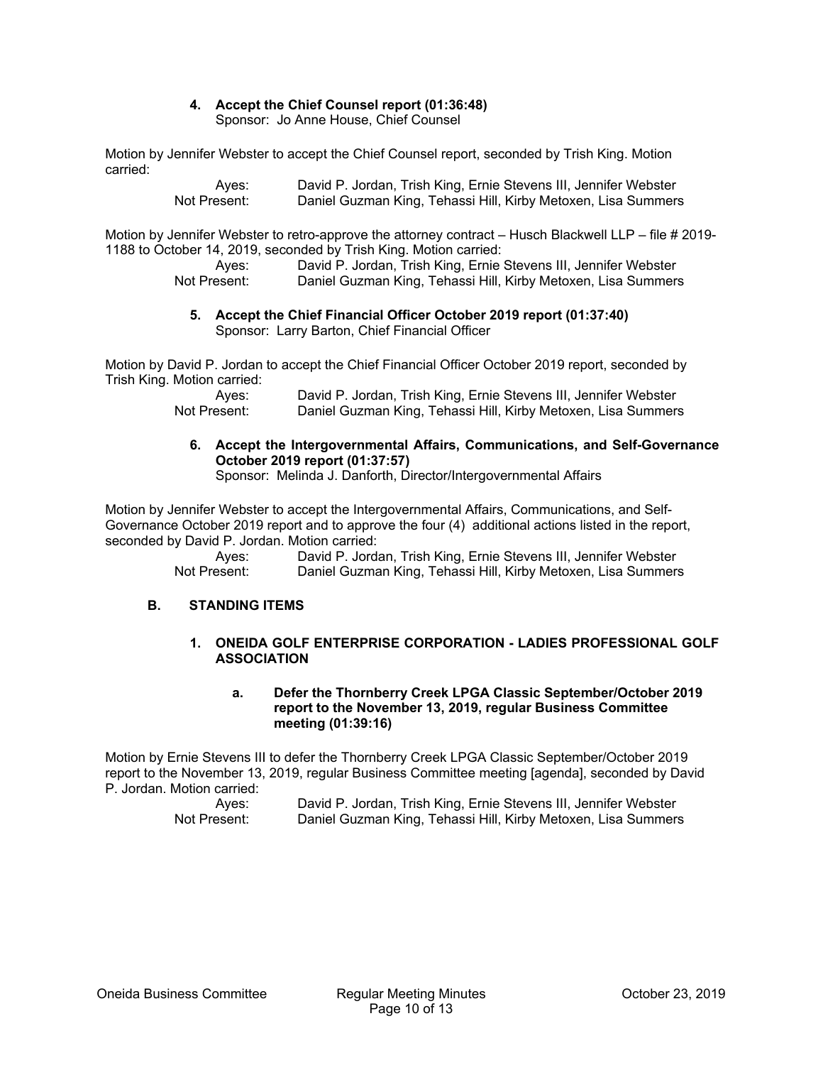**4. Accept the Chief Counsel report (01:36:48)**
Sponsor: Jo Anne House, Chief Counsel

Motion by Jennifer Webster to accept the Chief Counsel report, seconded by Trish King. Motion carried:

| | |
|---|---|
| Ayes: | David P. Jordan, Trish King, Ernie Stevens III, Jennifer Webster |
| Not Present: | Daniel Guzman King, Tehassi Hill, Kirby Metoxen, Lisa Summers |

Motion by Jennifer Webster to retro-approve the attorney contract – Husch Blackwell LLP – file # 2019-1188 to October 14, 2019, seconded by Trish King. Motion carried:

| | |
|---|---|
| Ayes: | David P. Jordan, Trish King, Ernie Stevens III, Jennifer Webster |
| Not Present: | Daniel Guzman King, Tehassi Hill, Kirby Metoxen, Lisa Summers |

**5. Accept the Chief Financial Officer October 2019 report (01:37:40)**
Sponsor: Larry Barton, Chief Financial Officer

Motion by David P. Jordan to accept the Chief Financial Officer October 2019 report, seconded by Trish King. Motion carried:

| | |
|---|---|
| Ayes: | David P. Jordan, Trish King, Ernie Stevens III, Jennifer Webster |
| Not Present: | Daniel Guzman King, Tehassi Hill, Kirby Metoxen, Lisa Summers |

**6. Accept the Intergovernmental Affairs, Communications, and Self-Governance October 2019 report (01:37:57)**
Sponsor: Melinda J. Danforth, Director/Intergovernmental Affairs

Motion by Jennifer Webster to accept the Intergovernmental Affairs, Communications, and Self-Governance October 2019 report and to approve the four (4) additional actions listed in the report, seconded by David P. Jordan. Motion carried:

| | |
|---|---|
| Ayes: | David P. Jordan, Trish King, Ernie Stevens III, Jennifer Webster |
| Not Present: | Daniel Guzman King, Tehassi Hill, Kirby Metoxen, Lisa Summers |

## B. STANDING ITEMS

### 1. ONEIDA GOLF ENTERPRISE CORPORATION - LADIES PROFESSIONAL GOLF ASSOCIATION

**a. Defer the Thornberry Creek LPGA Classic September/October 2019 report to the November 13, 2019, regular Business Committee meeting (01:39:16)**

Motion by Ernie Stevens III to defer the Thornberry Creek LPGA Classic September/October 2019 report to the November 13, 2019, regular Business Committee meeting [agenda], seconded by David P. Jordan. Motion carried:

| | |
|---|---|
| Ayes: | David P. Jordan, Trish King, Ernie Stevens III, Jennifer Webster |
| Not Present: | Daniel Guzman King, Tehassi Hill, Kirby Metoxen, Lisa Summers |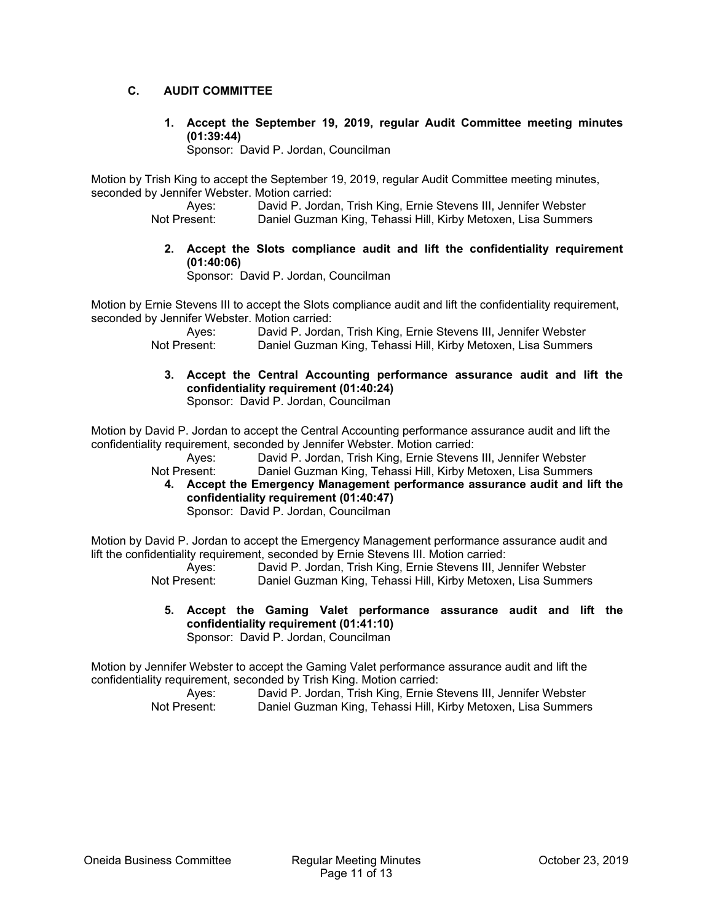### C. AUDIT COMMITTEE

**1. Accept the September 19, 2019, regular Audit Committee meeting minutes (01:39:44)**
Sponsor: David P. Jordan, Councilman

Motion by Trish King to accept the September 19, 2019, regular Audit Committee meeting minutes, seconded by Jennifer Webster. Motion carried:

Ayes: David P. Jordan, Trish King, Ernie Stevens III, Jennifer Webster
Not Present: Daniel Guzman King, Tehassi Hill, Kirby Metoxen, Lisa Summers

**2. Accept the Slots compliance audit and lift the confidentiality requirement (01:40:06)**
Sponsor: David P. Jordan, Councilman

Motion by Ernie Stevens III to accept the Slots compliance audit and lift the confidentiality requirement, seconded by Jennifer Webster. Motion carried:

Ayes: David P. Jordan, Trish King, Ernie Stevens III, Jennifer Webster
Not Present: Daniel Guzman King, Tehassi Hill, Kirby Metoxen, Lisa Summers

**3. Accept the Central Accounting performance assurance audit and lift the confidentiality requirement (01:40:24)**
Sponsor: David P. Jordan, Councilman

Motion by David P. Jordan to accept the Central Accounting performance assurance audit and lift the confidentiality requirement, seconded by Jennifer Webster. Motion carried:

Ayes: David P. Jordan, Trish King, Ernie Stevens III, Jennifer Webster
Not Present: Daniel Guzman King, Tehassi Hill, Kirby Metoxen, Lisa Summers

**4. Accept the Emergency Management performance assurance audit and lift the confidentiality requirement (01:40:47)**
Sponsor: David P. Jordan, Councilman

Motion by David P. Jordan to accept the Emergency Management performance assurance audit and lift the confidentiality requirement, seconded by Ernie Stevens III. Motion carried:

Ayes: David P. Jordan, Trish King, Ernie Stevens III, Jennifer Webster
Not Present: Daniel Guzman King, Tehassi Hill, Kirby Metoxen, Lisa Summers

**5. Accept the Gaming Valet performance assurance audit and lift the confidentiality requirement (01:41:10)**
Sponsor: David P. Jordan, Councilman

Motion by Jennifer Webster to accept the Gaming Valet performance assurance audit and lift the confidentiality requirement, seconded by Trish King. Motion carried:

Ayes: David P. Jordan, Trish King, Ernie Stevens III, Jennifer Webster
Not Present: Daniel Guzman King, Tehassi Hill, Kirby Metoxen, Lisa Summers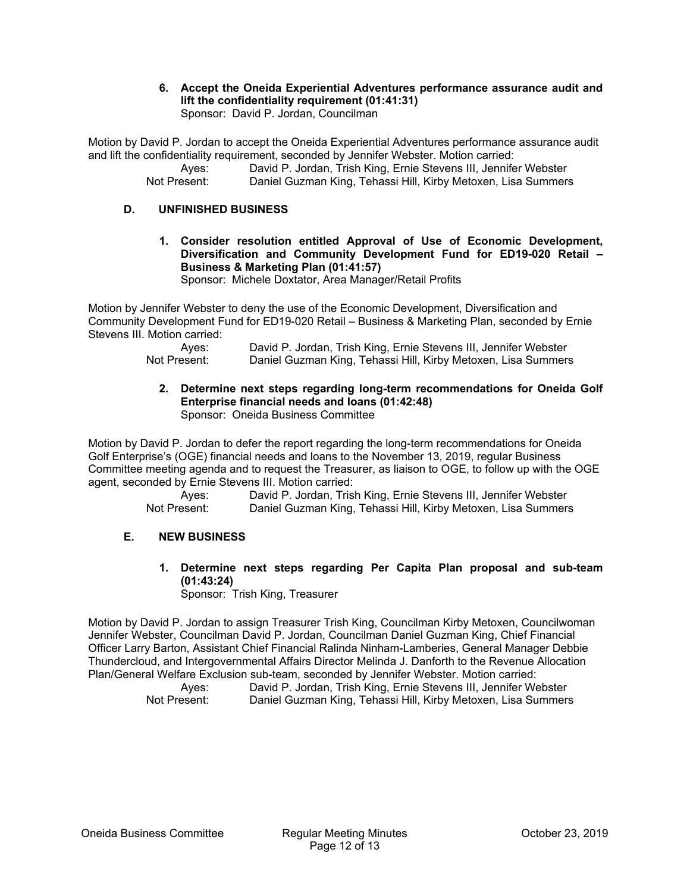**6. Accept the Oneida Experiential Adventures performance assurance audit and lift the confidentiality requirement (01:41:31)**
Sponsor: David P. Jordan, Councilman

Motion by David P. Jordan to accept the Oneida Experiential Adventures performance assurance audit and lift the confidentiality requirement, seconded by Jennifer Webster. Motion carried:

Ayes: David P. Jordan, Trish King, Ernie Stevens III, Jennifer Webster
Not Present: Daniel Guzman King, Tehassi Hill, Kirby Metoxen, Lisa Summers

## D. UNFINISHED BUSINESS

**1. Consider resolution entitled Approval of Use of Economic Development, Diversification and Community Development Fund for ED19-020 Retail – Business & Marketing Plan (01:41:57)**
Sponsor: Michele Doxtator, Area Manager/Retail Profits

Motion by Jennifer Webster to deny the use of the Economic Development, Diversification and Community Development Fund for ED19-020 Retail – Business & Marketing Plan, seconded by Ernie Stevens III. Motion carried:

Ayes: David P. Jordan, Trish King, Ernie Stevens III, Jennifer Webster
Not Present: Daniel Guzman King, Tehassi Hill, Kirby Metoxen, Lisa Summers

**2. Determine next steps regarding long-term recommendations for Oneida Golf Enterprise financial needs and loans (01:42:48)**
Sponsor: Oneida Business Committee

Motion by David P. Jordan to defer the report regarding the long-term recommendations for Oneida Golf Enterprise's (OGE) financial needs and loans to the November 13, 2019, regular Business Committee meeting agenda and to request the Treasurer, as liaison to OGE, to follow up with the OGE agent, seconded by Ernie Stevens III. Motion carried:

Ayes: David P. Jordan, Trish King, Ernie Stevens III, Jennifer Webster
Not Present: Daniel Guzman King, Tehassi Hill, Kirby Metoxen, Lisa Summers

## E. NEW BUSINESS

**1. Determine next steps regarding Per Capita Plan proposal and sub-team (01:43:24)**
Sponsor: Trish King, Treasurer

Motion by David P. Jordan to assign Treasurer Trish King, Councilman Kirby Metoxen, Councilwoman Jennifer Webster, Councilman David P. Jordan, Councilman Daniel Guzman King, Chief Financial Officer Larry Barton, Assistant Chief Financial Ralinda Ninham-Lamberies, General Manager Debbie Thundercloud, and Intergovernmental Affairs Director Melinda J. Danforth to the Revenue Allocation Plan/General Welfare Exclusion sub-team, seconded by Jennifer Webster. Motion carried:

Ayes: David P. Jordan, Trish King, Ernie Stevens III, Jennifer Webster
Not Present: Daniel Guzman King, Tehassi Hill, Kirby Metoxen, Lisa Summers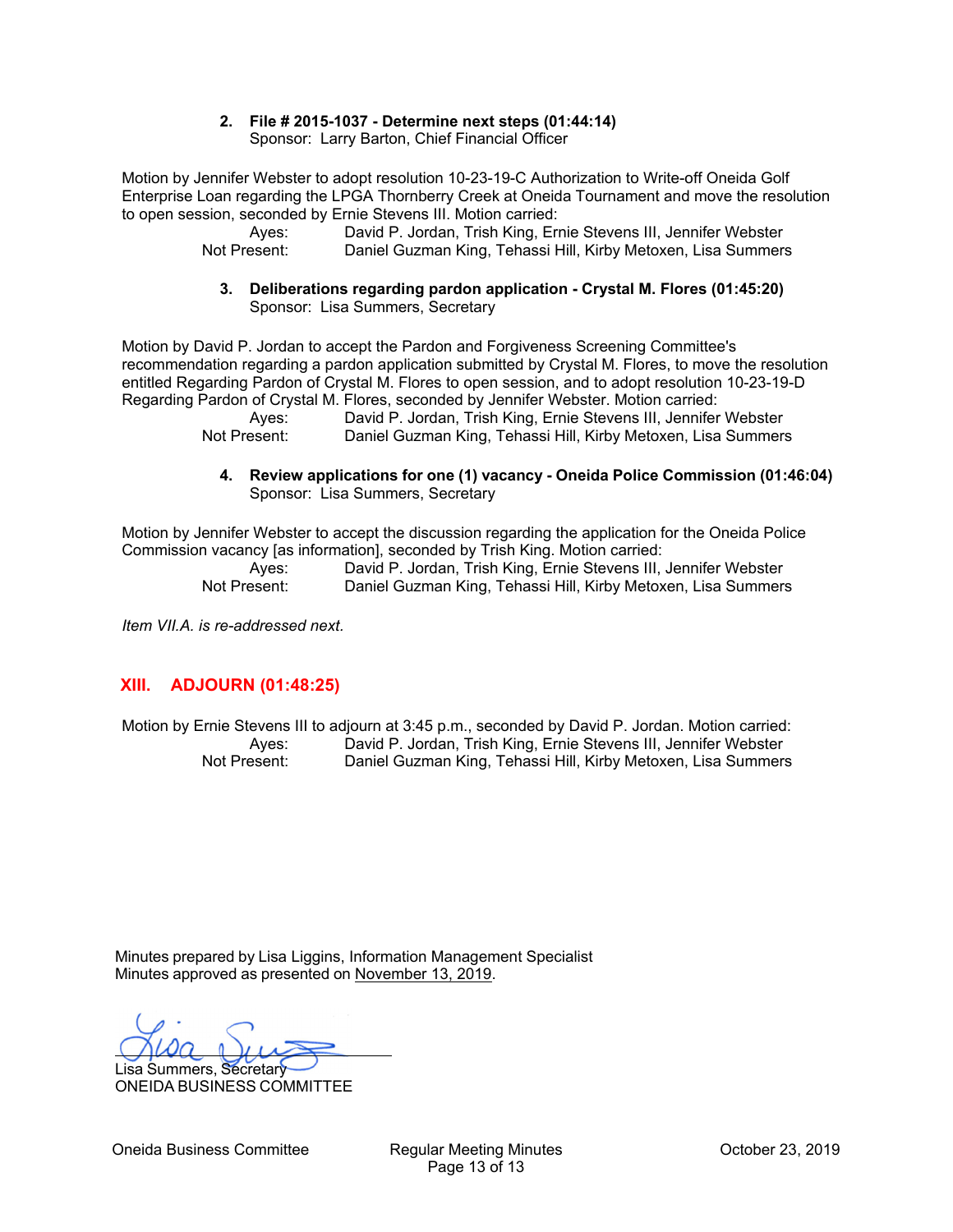**2. File # 2015-1037 - Determine next steps (01:44:14)**
Sponsor: Larry Barton, Chief Financial Officer

Motion by Jennifer Webster to adopt resolution 10-23-19-C Authorization to Write-off Oneida Golf Enterprise Loan regarding the LPGA Thornberry Creek at Oneida Tournament and move the resolution to open session, seconded by Ernie Stevens III. Motion carried:

Ayes: David P. Jordan, Trish King, Ernie Stevens III, Jennifer Webster
Not Present: Daniel Guzman King, Tehassi Hill, Kirby Metoxen, Lisa Summers

**3. Deliberations regarding pardon application - Crystal M. Flores (01:45:20)**
Sponsor: Lisa Summers, Secretary

Motion by David P. Jordan to accept the Pardon and Forgiveness Screening Committee's recommendation regarding a pardon application submitted by Crystal M. Flores, to move the resolution entitled Regarding Pardon of Crystal M. Flores to open session, and to adopt resolution 10-23-19-D Regarding Pardon of Crystal M. Flores, seconded by Jennifer Webster. Motion carried:

Ayes: David P. Jordan, Trish King, Ernie Stevens III, Jennifer Webster
Not Present: Daniel Guzman King, Tehassi Hill, Kirby Metoxen, Lisa Summers

**4. Review applications for one (1) vacancy - Oneida Police Commission (01:46:04)**
Sponsor: Lisa Summers, Secretary

Motion by Jennifer Webster to accept the discussion regarding the application for the Oneida Police Commission vacancy [as information], seconded by Trish King. Motion carried:

Ayes: David P. Jordan, Trish King, Ernie Stevens III, Jennifer Webster
Not Present: Daniel Guzman King, Tehassi Hill, Kirby Metoxen, Lisa Summers

*Item VII.A. is re-addressed next.*

## XIII. ADJOURN (01:48:25)

Motion by Ernie Stevens III to adjourn at 3:45 p.m., seconded by David P. Jordan. Motion carried:

Ayes: David P. Jordan, Trish King, Ernie Stevens III, Jennifer Webster
Not Present: Daniel Guzman King, Tehassi Hill, Kirby Metoxen, Lisa Summers

Minutes prepared by Lisa Liggins, Information Management Specialist
Minutes approved as presented on November 13, 2019.

Lisa Summers, Secretary
ONEIDA BUSINESS COMMITTEE